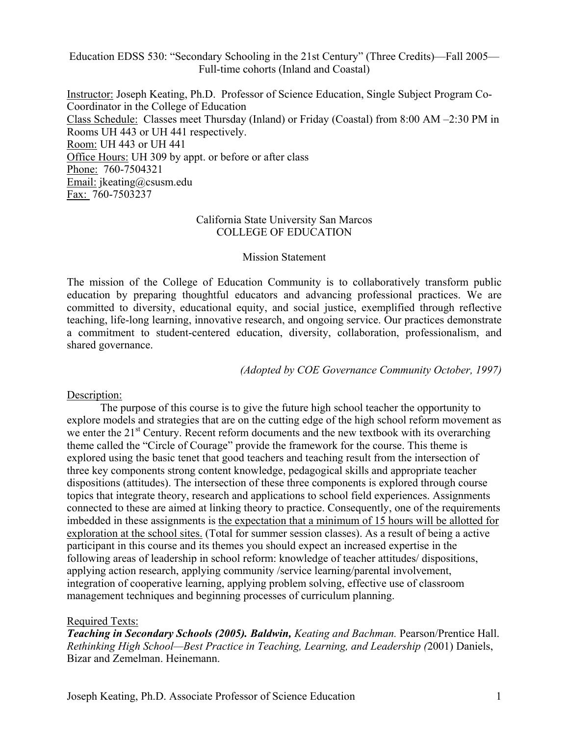Education EDSS 530: "Secondary Schooling in the 21st Century" (Three Credits)—Fall 2005—Full-time cohorts (Inland and Coastal)

Instructor: Joseph Keating, Ph.D. Professor of Science Education, Single Subject Program Co-Coordinator in the College of Education
Class Schedule: Classes meet Thursday (Inland) or Friday (Coastal) from 8:00 AM –2:30 PM in Rooms UH 443 or UH 441 respectively.
Room: UH 443 or UH 441
Office Hours: UH 309 by appt. or before or after class
Phone: 760-7504321
Email: jkeating@csusm.edu
Fax: 760-7503237

California State University San Marcos
COLLEGE OF EDUCATION

## Mission Statement

The mission of the College of Education Community is to collaboratively transform public education by preparing thoughtful educators and advancing professional practices. We are committed to diversity, educational equity, and social justice, exemplified through reflective teaching, life-long learning, innovative research, and ongoing service. Our practices demonstrate a commitment to student-centered education, diversity, collaboration, professionalism, and shared governance.

*(Adopted by COE Governance Community October, 1997)*

## Description:

The purpose of this course is to give the future high school teacher the opportunity to explore models and strategies that are on the cutting edge of the high school reform movement as we enter the 21st Century. Recent reform documents and the new textbook with its overarching theme called the "Circle of Courage" provide the framework for the course. This theme is explored using the basic tenet that good teachers and teaching result from the intersection of three key components strong content knowledge, pedagogical skills and appropriate teacher dispositions (attitudes). The intersection of these three components is explored through course topics that integrate theory, research and applications to school field experiences. Assignments connected to these are aimed at linking theory to practice. Consequently, one of the requirements imbedded in these assignments is the expectation that a minimum of 15 hours will be allotted for exploration at the school sites. (Total for summer session classes). As a result of being a active participant in this course and its themes you should expect an increased expertise in the following areas of leadership in school reform: knowledge of teacher attitudes/ dispositions, applying action research, applying community /service learning/parental involvement, integration of cooperative learning, applying problem solving, effective use of classroom management techniques and beginning processes of curriculum planning.

## Required Texts:

***Teaching in Secondary Schools (2005). Baldwin,*** *Keating and Bachman.* Pearson/Prentice Hall.
*Rethinking High School—Best Practice in Teaching, Learning, and Leadership (*2001) Daniels, Bizar and Zemelman. Heinemann.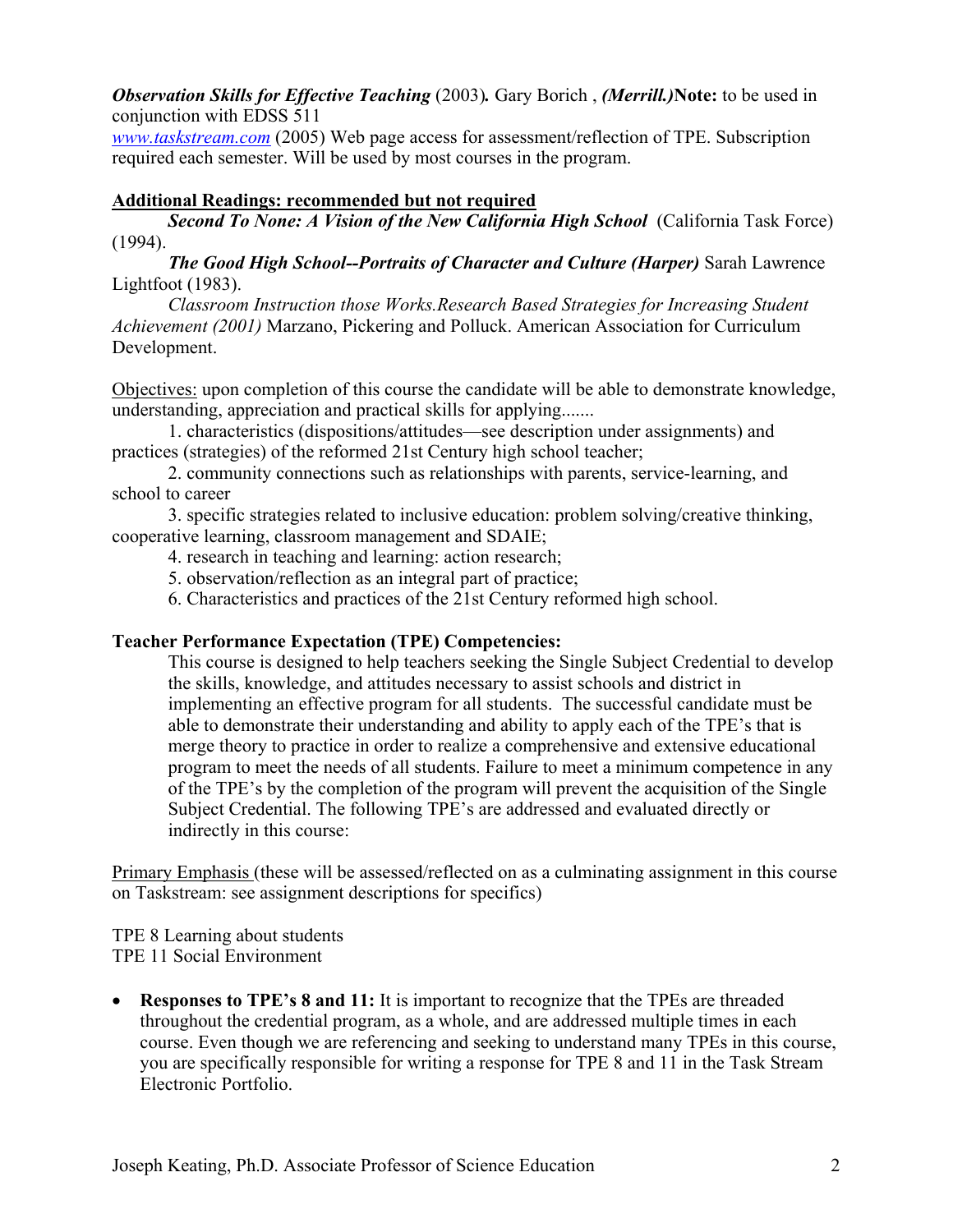***Observation Skills for Effective Teaching*** (2003)***.*** Gary Borich , ***(Merrill.)*****Note:** to be used in conjunction with EDSS 511

[www.taskstream.com](http://www.taskstream.com) (2005) Web page access for assessment/reflection of TPE. Subscription required each semester. Will be used by most courses in the program.

**Additional Readings: recommended but not required**

***Second To None: A Vision of the New California High School*** (California Task Force) (1994).

***The Good High School--Portraits of Character and Culture (Harper)*** Sarah Lawrence Lightfoot (1983).

*Classroom Instruction those Works.Research Based Strategies for Increasing Student Achievement (2001)* Marzano, Pickering and Polluck. American Association for Curriculum Development.

Objectives: upon completion of this course the candidate will be able to demonstrate knowledge, understanding, appreciation and practical skills for applying.......

1. characteristics (dispositions/attitudes—see description under assignments) and practices (strategies) of the reformed 21st Century high school teacher;
2. community connections such as relationships with parents, service-learning, and school to career
3. specific strategies related to inclusive education: problem solving/creative thinking, cooperative learning, classroom management and SDAIE;
4. research in teaching and learning: action research;
5. observation/reflection as an integral part of practice;
6. Characteristics and practices of the 21st Century reformed high school.

**Teacher Performance Expectation (TPE) Competencies:**

This course is designed to help teachers seeking the Single Subject Credential to develop the skills, knowledge, and attitudes necessary to assist schools and district in implementing an effective program for all students. The successful candidate must be able to demonstrate their understanding and ability to apply each of the TPE's that is merge theory to practice in order to realize a comprehensive and extensive educational program to meet the needs of all students. Failure to meet a minimum competence in any of the TPE's by the completion of the program will prevent the acquisition of the Single Subject Credential. The following TPE's are addressed and evaluated directly or indirectly in this course:

Primary Emphasis (these will be assessed/reflected on as a culminating assignment in this course on Taskstream: see assignment descriptions for specifics)

TPE 8 Learning about students
TPE 11 Social Environment

- **Responses to TPE's 8 and 11:** It is important to recognize that the TPEs are threaded throughout the credential program, as a whole, and are addressed multiple times in each course. Even though we are referencing and seeking to understand many TPEs in this course, you are specifically responsible for writing a response for TPE 8 and 11 in the Task Stream Electronic Portfolio.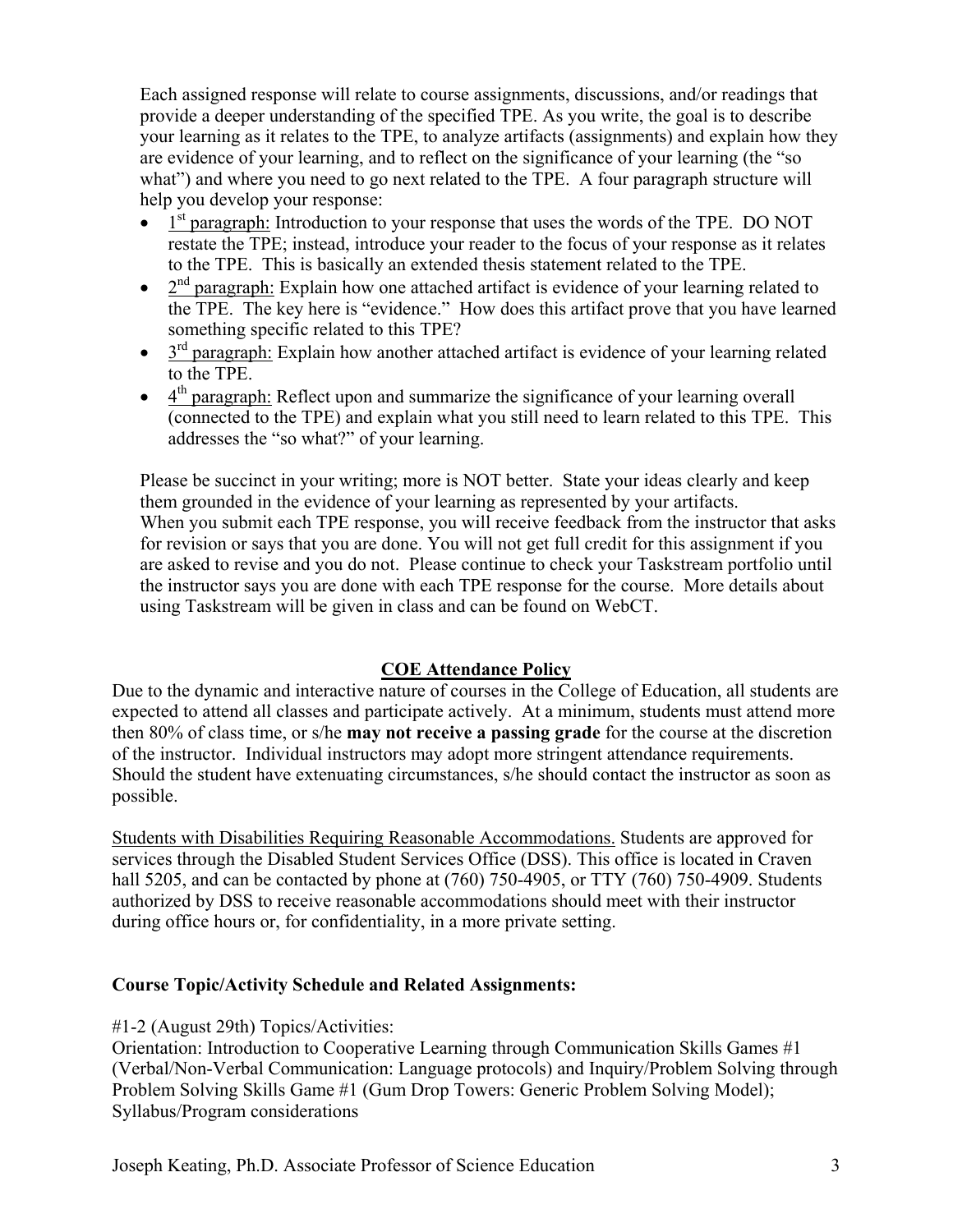Each assigned response will relate to course assignments, discussions, and/or readings that provide a deeper understanding of the specified TPE. As you write, the goal is to describe your learning as it relates to the TPE, to analyze artifacts (assignments) and explain how they are evidence of your learning, and to reflect on the significance of your learning (the "so what") and where you need to go next related to the TPE. A four paragraph structure will help you develop your response:

- 1st paragraph: Introduction to your response that uses the words of the TPE. DO NOT restate the TPE; instead, introduce your reader to the focus of your response as it relates to the TPE. This is basically an extended thesis statement related to the TPE.
- 2nd paragraph: Explain how one attached artifact is evidence of your learning related to the TPE. The key here is "evidence." How does this artifact prove that you have learned something specific related to this TPE?
- 3rd paragraph: Explain how another attached artifact is evidence of your learning related to the TPE.
- 4th paragraph: Reflect upon and summarize the significance of your learning overall (connected to the TPE) and explain what you still need to learn related to this TPE. This addresses the "so what?" of your learning.

Please be succinct in your writing; more is NOT better. State your ideas clearly and keep them grounded in the evidence of your learning as represented by your artifacts.
When you submit each TPE response, you will receive feedback from the instructor that asks for revision or says that you are done. You will not get full credit for this assignment if you are asked to revise and you do not. Please continue to check your Taskstream portfolio until the instructor says you are done with each TPE response for the course. More details about using Taskstream will be given in class and can be found on WebCT.

## COE Attendance Policy

Due to the dynamic and interactive nature of courses in the College of Education, all students are expected to attend all classes and participate actively. At a minimum, students must attend more then 80% of class time, or s/he **may not receive a passing grade** for the course at the discretion of the instructor. Individual instructors may adopt more stringent attendance requirements. Should the student have extenuating circumstances, s/he should contact the instructor as soon as possible.

Students with Disabilities Requiring Reasonable Accommodations. Students are approved for services through the Disabled Student Services Office (DSS). This office is located in Craven hall 5205, and can be contacted by phone at (760) 750-4905, or TTY (760) 750-4909. Students authorized by DSS to receive reasonable accommodations should meet with their instructor during office hours or, for confidentiality, in a more private setting.

**Course Topic/Activity Schedule and Related Assignments:**

#1-2 (August 29th) Topics/Activities:
Orientation: Introduction to Cooperative Learning through Communication Skills Games #1 (Verbal/Non-Verbal Communication: Language protocols) and Inquiry/Problem Solving through Problem Solving Skills Game #1 (Gum Drop Towers: Generic Problem Solving Model); Syllabus/Program considerations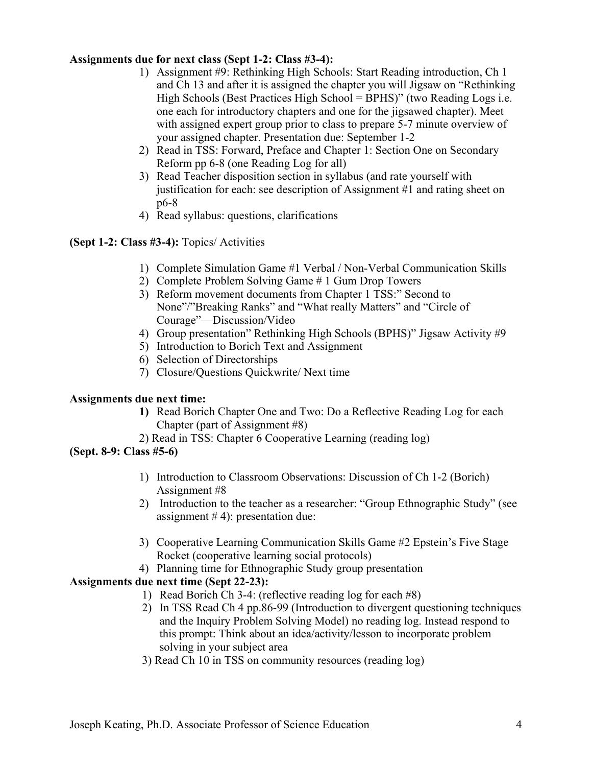**Assignments due for next class (Sept 1-2: Class #3-4):**

1) Assignment #9: Rethinking High Schools: Start Reading introduction, Ch 1 and Ch 13 and after it is assigned the chapter you will Jigsaw on "Rethinking High Schools (Best Practices High School = BPHS)" (two Reading Logs i.e. one each for introductory chapters and one for the jigsawed chapter). Meet with assigned expert group prior to class to prepare 5-7 minute overview of your assigned chapter. Presentation due: September 1-2
2) Read in TSS: Forward, Preface and Chapter 1: Section One on Secondary Reform pp 6-8 (one Reading Log for all)
3) Read Teacher disposition section in syllabus (and rate yourself with justification for each: see description of Assignment #1 and rating sheet on p6-8
4) Read syllabus: questions, clarifications

**(Sept 1-2: Class #3-4):** Topics/ Activities

1) Complete Simulation Game #1 Verbal / Non-Verbal Communication Skills
2) Complete Problem Solving Game # 1 Gum Drop Towers
3) Reform movement documents from Chapter 1 TSS:" Second to None"/"Breaking Ranks" and "What really Matters" and "Circle of Courage"—Discussion/Video
4) Group presentation" Rethinking High Schools (BPHS)" Jigsaw Activity #9
5) Introduction to Borich Text and Assignment
6) Selection of Directorships
7) Closure/Questions Quickwrite/ Next time

**Assignments due next time:**

1) Read Borich Chapter One and Two: Do a Reflective Reading Log for each Chapter (part of Assignment #8)
2) Read in TSS: Chapter 6 Cooperative Learning (reading log)

**(Sept. 8-9: Class #5-6)**

1) Introduction to Classroom Observations: Discussion of Ch 1-2 (Borich) Assignment #8
2) Introduction to the teacher as a researcher: "Group Ethnographic Study" (see assignment # 4): presentation due:
3) Cooperative Learning Communication Skills Game #2 Epstein's Five Stage Rocket (cooperative learning social protocols)
4) Planning time for Ethnographic Study group presentation

**Assignments due next time (Sept 22-23):**

1) Read Borich Ch 3-4: (reflective reading log for each #8)
2) In TSS Read Ch 4 pp.86-99 (Introduction to divergent questioning techniques and the Inquiry Problem Solving Model) no reading log. Instead respond to this prompt: Think about an idea/activity/lesson to incorporate problem solving in your subject area
3) Read Ch 10 in TSS on community resources (reading log)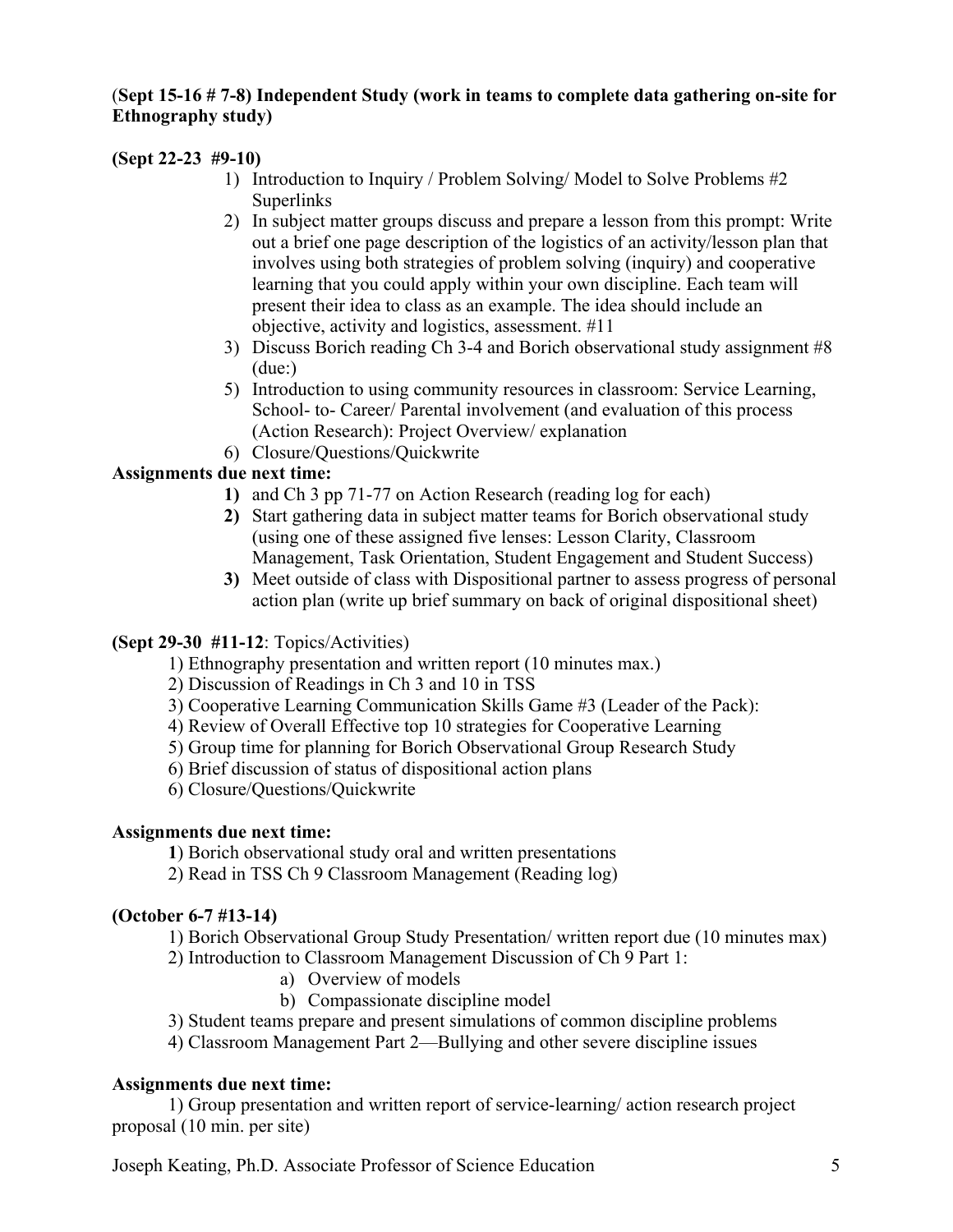**(Sept 15-16 # 7-8) Independent Study (work in teams to complete data gathering on-site for Ethnography study)**

**(Sept 22-23 #9-10)**

1) Introduction to Inquiry / Problem Solving/ Model to Solve Problems #2 Superlinks
2) In subject matter groups discuss and prepare a lesson from this prompt: Write out a brief one page description of the logistics of an activity/lesson plan that involves using both strategies of problem solving (inquiry) and cooperative learning that you could apply within your own discipline. Each team will present their idea to class as an example. The idea should include an objective, activity and logistics, assessment. #11
3) Discuss Borich reading Ch 3-4 and Borich observational study assignment #8 (due:)
5) Introduction to using community resources in classroom: Service Learning, School- to- Career/ Parental involvement (and evaluation of this process (Action Research): Project Overview/ explanation
6) Closure/Questions/Quickwrite

**Assignments due next time:**

1) and Ch 3 pp 71-77 on Action Research (reading log for each)
2) Start gathering data in subject matter teams for Borich observational study (using one of these assigned five lenses: Lesson Clarity, Classroom Management, Task Orientation, Student Engagement and Student Success)
3) Meet outside of class with Dispositional partner to assess progress of personal action plan (write up brief summary on back of original dispositional sheet)

**(Sept 29-30 #11-12**: Topics/Activities)

1) Ethnography presentation and written report (10 minutes max.)
2) Discussion of Readings in Ch 3 and 10 in TSS
3) Cooperative Learning Communication Skills Game #3 (Leader of the Pack):
4) Review of Overall Effective top 10 strategies for Cooperative Learning
5) Group time for planning for Borich Observational Group Research Study
6) Brief discussion of status of dispositional action plans
6) Closure/Questions/Quickwrite

**Assignments due next time:**

1) Borich observational study oral and written presentations
2) Read in TSS Ch 9 Classroom Management (Reading log)

**(October 6-7 #13-14)**

1) Borich Observational Group Study Presentation/ written report due (10 minutes max)
2) Introduction to Classroom Management Discussion of Ch 9 Part 1:
   a) Overview of models
   b) Compassionate discipline model
3) Student teams prepare and present simulations of common discipline problems
4) Classroom Management Part 2—Bullying and other severe discipline issues

**Assignments due next time:**

1) Group presentation and written report of service-learning/ action research project proposal (10 min. per site)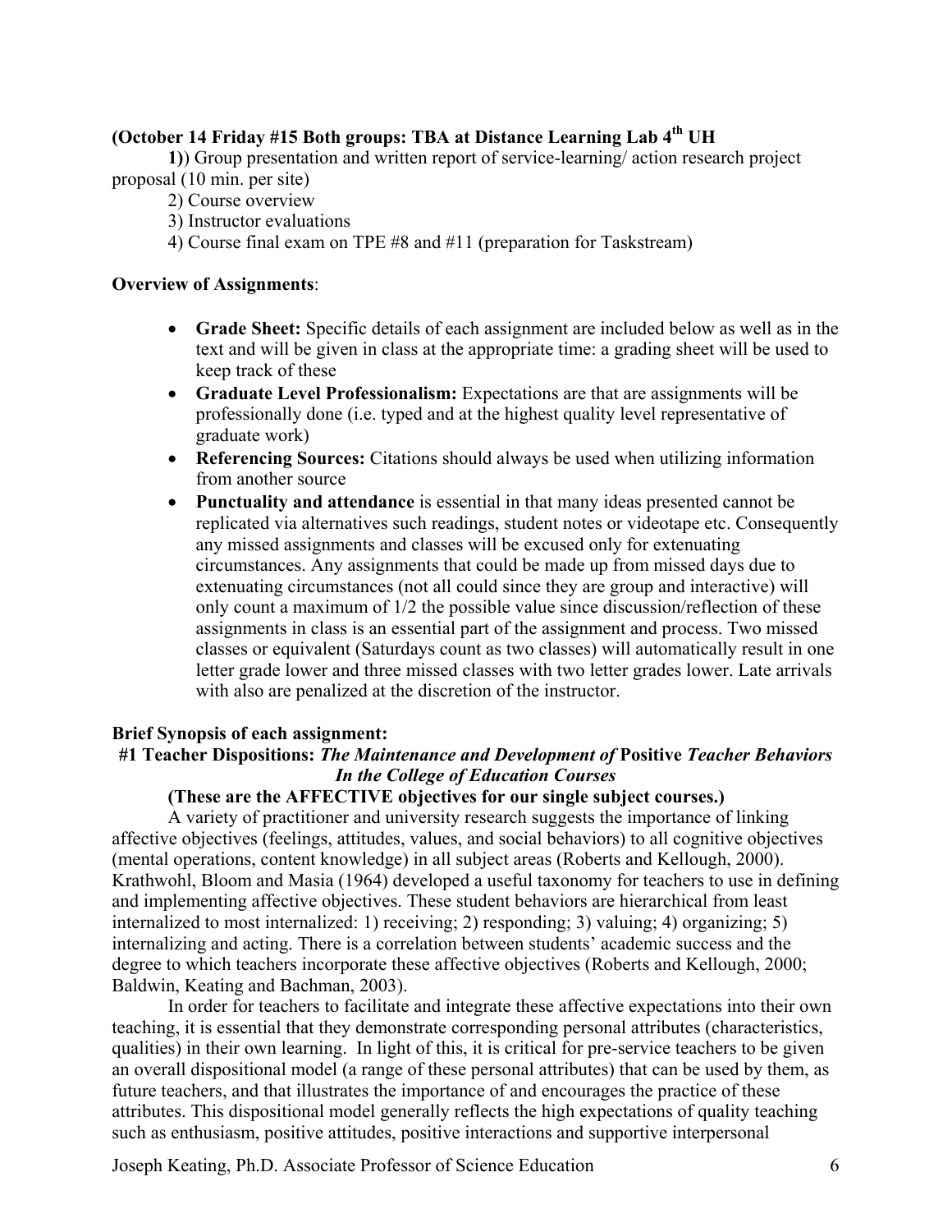**(October 14 Friday #15 Both groups: TBA at Distance Learning Lab 4th UH**

**1)**) Group presentation and written report of service-learning/ action research project proposal (10 min. per site)

2) Course overview

3) Instructor evaluations

4) Course final exam on TPE #8 and #11 (preparation for Taskstream)

**Overview of Assignments**:

- **Grade Sheet:** Specific details of each assignment are included below as well as in the text and will be given in class at the appropriate time: a grading sheet will be used to keep track of these
- **Graduate Level Professionalism:** Expectations are that are assignments will be professionally done (i.e. typed and at the highest quality level representative of graduate work)
- **Referencing Sources:** Citations should always be used when utilizing information from another source
- **Punctuality and attendance** is essential in that many ideas presented cannot be replicated via alternatives such readings, student notes or videotape etc. Consequently any missed assignments and classes will be excused only for extenuating circumstances. Any assignments that could be made up from missed days due to extenuating circumstances (not all could since they are group and interactive) will only count a maximum of 1/2 the possible value since discussion/reflection of these assignments in class is an essential part of the assignment and process. Two missed classes or equivalent (Saturdays count as two classes) will automatically result in one letter grade lower and three missed classes with two letter grades lower. Late arrivals with also are penalized at the discretion of the instructor.

**Brief Synopsis of each assignment:**

**#1 Teacher Dispositions:** ***The Maintenance and Development of*** **Positive** ***Teacher Behaviors In the College of Education Courses***

**(These are the AFFECTIVE objectives for our single subject courses.)**

A variety of practitioner and university research suggests the importance of linking affective objectives (feelings, attitudes, values, and social behaviors) to all cognitive objectives (mental operations, content knowledge) in all subject areas (Roberts and Kellough, 2000). Krathwohl, Bloom and Masia (1964) developed a useful taxonomy for teachers to use in defining and implementing affective objectives. These student behaviors are hierarchical from least internalized to most internalized: 1) receiving; 2) responding; 3) valuing; 4) organizing; 5) internalizing and acting. There is a correlation between students' academic success and the degree to which teachers incorporate these affective objectives (Roberts and Kellough, 2000; Baldwin, Keating and Bachman, 2003).

In order for teachers to facilitate and integrate these affective expectations into their own teaching, it is essential that they demonstrate corresponding personal attributes (characteristics, qualities) in their own learning. In light of this, it is critical for pre-service teachers to be given an overall dispositional model (a range of these personal attributes) that can be used by them, as future teachers, and that illustrates the importance of and encourages the practice of these attributes. This dispositional model generally reflects the high expectations of quality teaching such as enthusiasm, positive attitudes, positive interactions and supportive interpersonal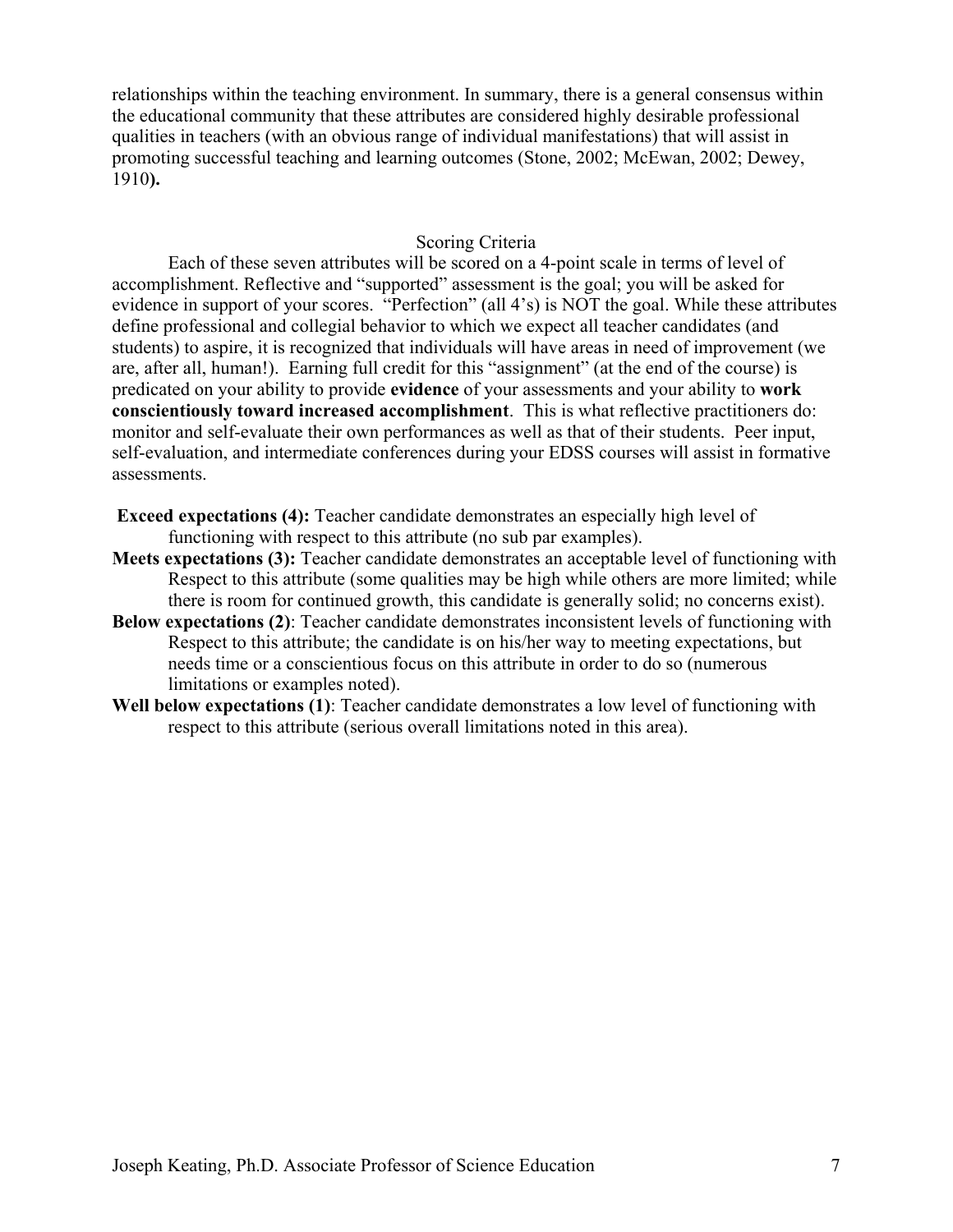relationships within the teaching environment. In summary, there is a general consensus within the educational community that these attributes are considered highly desirable professional qualities in teachers (with an obvious range of individual manifestations) that will assist in promoting successful teaching and learning outcomes (Stone, 2002; McEwan, 2002; Dewey, 1910**).**

## Scoring Criteria

Each of these seven attributes will be scored on a 4-point scale in terms of level of accomplishment. Reflective and "supported" assessment is the goal; you will be asked for evidence in support of your scores. "Perfection" (all 4's) is NOT the goal. While these attributes define professional and collegial behavior to which we expect all teacher candidates (and students) to aspire, it is recognized that individuals will have areas in need of improvement (we are, after all, human!). Earning full credit for this "assignment" (at the end of the course) is predicated on your ability to provide **evidence** of your assessments and your ability to **work conscientiously toward increased accomplishment**. This is what reflective practitioners do: monitor and self-evaluate their own performances as well as that of their students. Peer input, self-evaluation, and intermediate conferences during your EDSS courses will assist in formative assessments.

**Exceed expectations (4):** Teacher candidate demonstrates an especially high level of functioning with respect to this attribute (no sub par examples).

**Meets expectations (3):** Teacher candidate demonstrates an acceptable level of functioning with Respect to this attribute (some qualities may be high while others are more limited; while there is room for continued growth, this candidate is generally solid; no concerns exist).

**Below expectations (2)**: Teacher candidate demonstrates inconsistent levels of functioning with Respect to this attribute; the candidate is on his/her way to meeting expectations, but needs time or a conscientious focus on this attribute in order to do so (numerous limitations or examples noted).

**Well below expectations (1)**: Teacher candidate demonstrates a low level of functioning with respect to this attribute (serious overall limitations noted in this area).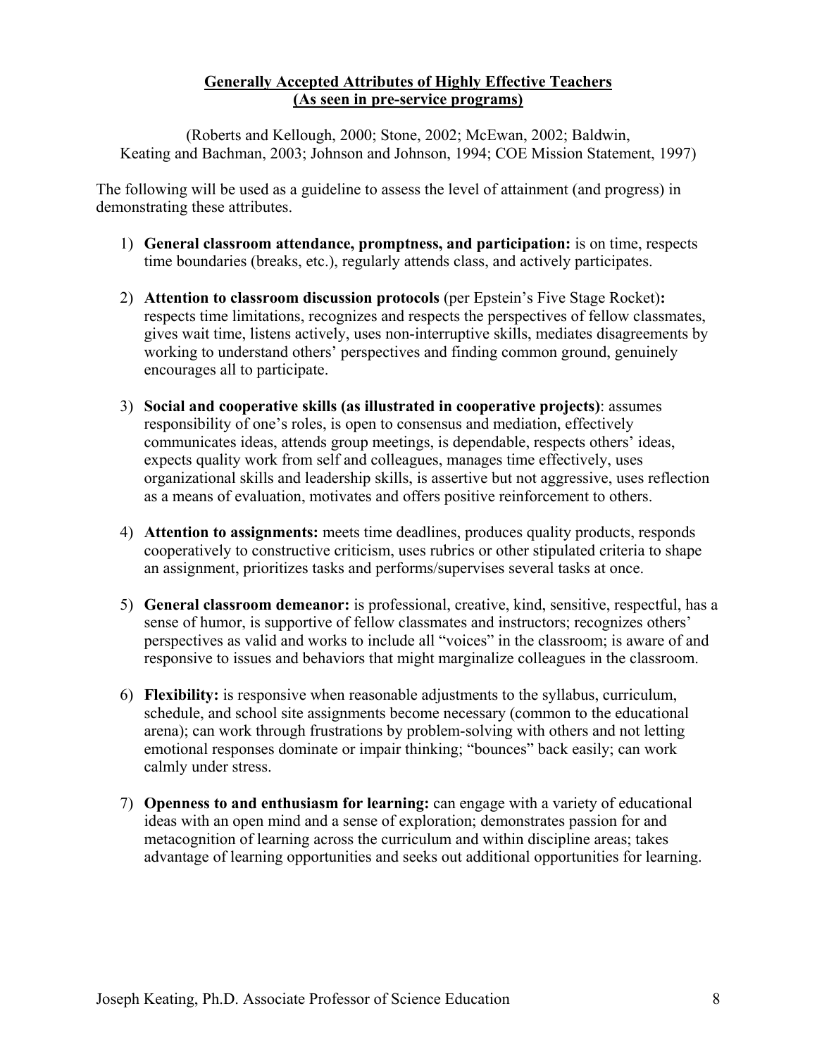## Generally Accepted Attributes of Highly Effective Teachers
## (As seen in pre-service programs)

(Roberts and Kellough, 2000; Stone, 2002; McEwan, 2002; Baldwin, Keating and Bachman, 2003; Johnson and Johnson, 1994; COE Mission Statement, 1997)

The following will be used as a guideline to assess the level of attainment (and progress) in demonstrating these attributes.

1) **General classroom attendance, promptness, and participation:** is on time, respects time boundaries (breaks, etc.), regularly attends class, and actively participates.

2) **Attention to classroom discussion protocols** (per Epstein's Five Stage Rocket)**:** respects time limitations, recognizes and respects the perspectives of fellow classmates, gives wait time, listens actively, uses non-interruptive skills, mediates disagreements by working to understand others' perspectives and finding common ground, genuinely encourages all to participate.

3) **Social and cooperative skills (as illustrated in cooperative projects)**: assumes responsibility of one's roles, is open to consensus and mediation, effectively communicates ideas, attends group meetings, is dependable, respects others' ideas, expects quality work from self and colleagues, manages time effectively, uses organizational skills and leadership skills, is assertive but not aggressive, uses reflection as a means of evaluation, motivates and offers positive reinforcement to others.

4) **Attention to assignments:** meets time deadlines, produces quality products, responds cooperatively to constructive criticism, uses rubrics or other stipulated criteria to shape an assignment, prioritizes tasks and performs/supervises several tasks at once.

5) **General classroom demeanor:** is professional, creative, kind, sensitive, respectful, has a sense of humor, is supportive of fellow classmates and instructors; recognizes others' perspectives as valid and works to include all "voices" in the classroom; is aware of and responsive to issues and behaviors that might marginalize colleagues in the classroom.

6) **Flexibility:** is responsive when reasonable adjustments to the syllabus, curriculum, schedule, and school site assignments become necessary (common to the educational arena); can work through frustrations by problem-solving with others and not letting emotional responses dominate or impair thinking; "bounces" back easily; can work calmly under stress.

7) **Openness to and enthusiasm for learning:** can engage with a variety of educational ideas with an open mind and a sense of exploration; demonstrates passion for and metacognition of learning across the curriculum and within discipline areas; takes advantage of learning opportunities and seeks out additional opportunities for learning.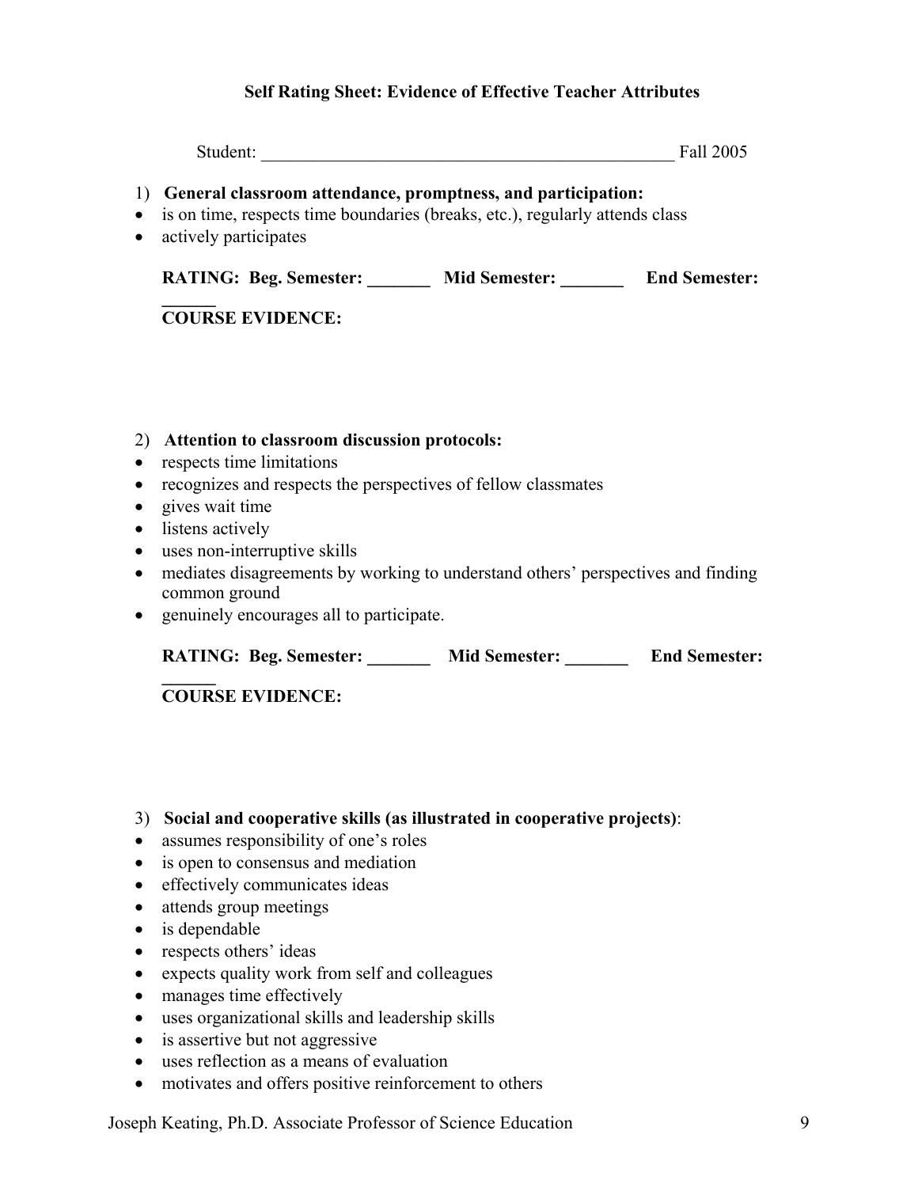### Self Rating Sheet: Evidence of Effective Teacher Attributes

Student: ________________________________________________ Fall 2005

1) **General classroom attendance, promptness, and participation:**

- is on time, respects time boundaries (breaks, etc.), regularly attends class
- actively participates

**RATING: Beg. Semester: _______ Mid Semester: _______ End Semester: ______**

**COURSE EVIDENCE:**

2) **Attention to classroom discussion protocols:**

- respects time limitations
- recognizes and respects the perspectives of fellow classmates
- gives wait time
- listens actively
- uses non-interruptive skills
- mediates disagreements by working to understand others' perspectives and finding common ground
- genuinely encourages all to participate.

**RATING: Beg. Semester: _______ Mid Semester: _______ End Semester: ______**

**COURSE EVIDENCE:**

3) **Social and cooperative skills (as illustrated in cooperative projects)**:

- assumes responsibility of one's roles
- is open to consensus and mediation
- effectively communicates ideas
- attends group meetings
- is dependable
- respects others' ideas
- expects quality work from self and colleagues
- manages time effectively
- uses organizational skills and leadership skills
- is assertive but not aggressive
- uses reflection as a means of evaluation
- motivates and offers positive reinforcement to others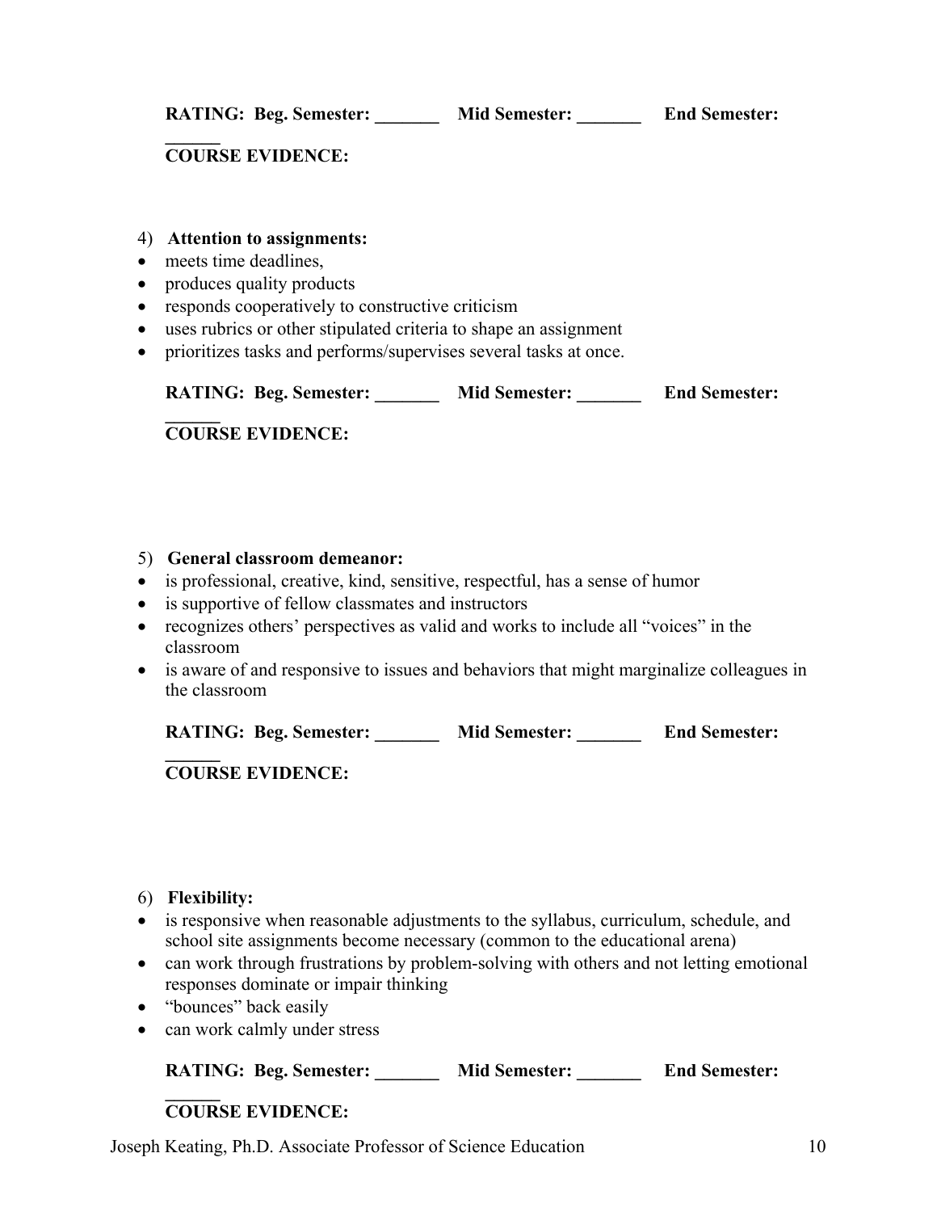**RATING: Beg. Semester: _______ Mid Semester: _______ End Semester: ______**

**COURSE EVIDENCE:**

4) **Attention to assignments:**

- meets time deadlines,
- produces quality products
- responds cooperatively to constructive criticism
- uses rubrics or other stipulated criteria to shape an assignment
- prioritizes tasks and performs/supervises several tasks at once.

**RATING: Beg. Semester: _______ Mid Semester: _______ End Semester: ______**

**COURSE EVIDENCE:**

5) **General classroom demeanor:**

- is professional, creative, kind, sensitive, respectful, has a sense of humor
- is supportive of fellow classmates and instructors
- recognizes others' perspectives as valid and works to include all "voices" in the classroom
- is aware of and responsive to issues and behaviors that might marginalize colleagues in the classroom

**RATING: Beg. Semester: _______ Mid Semester: _______ End Semester: ______**

**COURSE EVIDENCE:**

6) **Flexibility:**

- is responsive when reasonable adjustments to the syllabus, curriculum, schedule, and school site assignments become necessary (common to the educational arena)
- can work through frustrations by problem-solving with others and not letting emotional responses dominate or impair thinking
- "bounces" back easily
- can work calmly under stress

**RATING: Beg. Semester: _______ Mid Semester: _______ End Semester: ______**

**COURSE EVIDENCE:**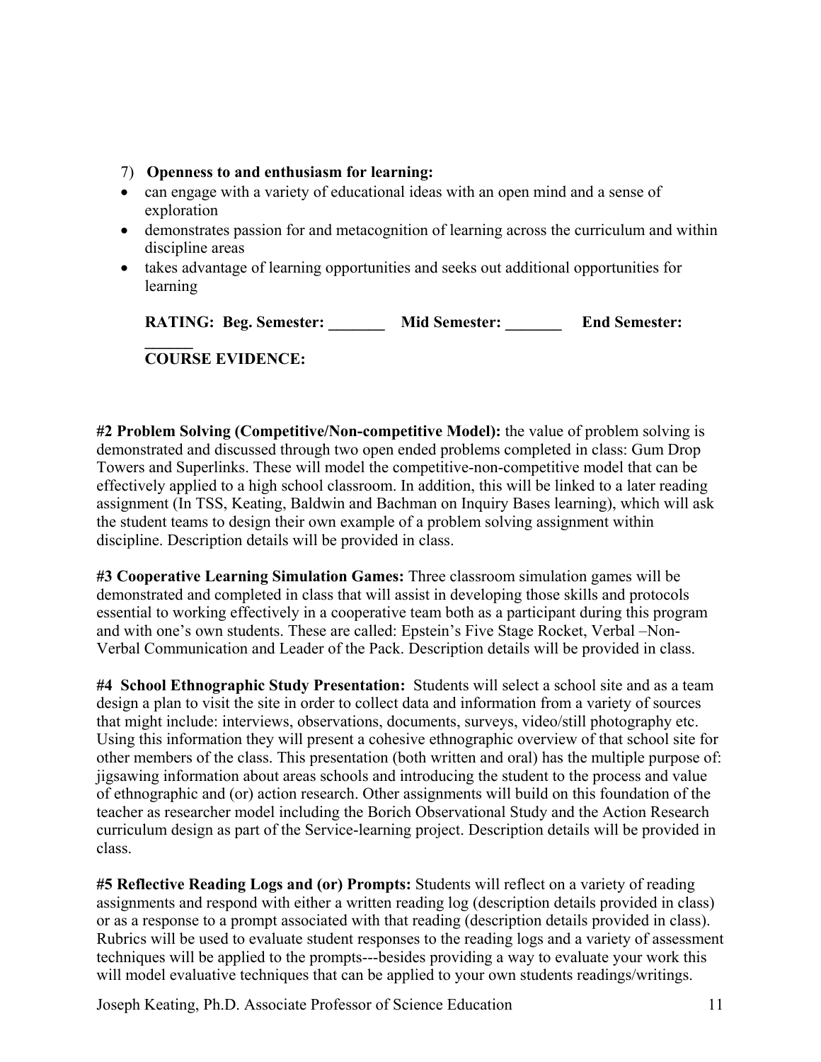7) **Openness to and enthusiasm for learning:**

- can engage with a variety of educational ideas with an open mind and a sense of exploration
- demonstrates passion for and metacognition of learning across the curriculum and within discipline areas
- takes advantage of learning opportunities and seeks out additional opportunities for learning

**RATING: Beg. Semester: _______ Mid Semester: _______ End Semester: ______**

**COURSE EVIDENCE:**

**#2 Problem Solving (Competitive/Non-competitive Model):** the value of problem solving is demonstrated and discussed through two open ended problems completed in class: Gum Drop Towers and Superlinks. These will model the competitive-non-competitive model that can be effectively applied to a high school classroom. In addition, this will be linked to a later reading assignment (In TSS, Keating, Baldwin and Bachman on Inquiry Bases learning), which will ask the student teams to design their own example of a problem solving assignment within discipline. Description details will be provided in class.

**#3 Cooperative Learning Simulation Games:** Three classroom simulation games will be demonstrated and completed in class that will assist in developing those skills and protocols essential to working effectively in a cooperative team both as a participant during this program and with one's own students. These are called: Epstein's Five Stage Rocket, Verbal –Non-Verbal Communication and Leader of the Pack. Description details will be provided in class.

**#4 School Ethnographic Study Presentation:** Students will select a school site and as a team design a plan to visit the site in order to collect data and information from a variety of sources that might include: interviews, observations, documents, surveys, video/still photography etc. Using this information they will present a cohesive ethnographic overview of that school site for other members of the class. This presentation (both written and oral) has the multiple purpose of: jigsawing information about areas schools and introducing the student to the process and value of ethnographic and (or) action research. Other assignments will build on this foundation of the teacher as researcher model including the Borich Observational Study and the Action Research curriculum design as part of the Service-learning project. Description details will be provided in class.

**#5 Reflective Reading Logs and (or) Prompts:** Students will reflect on a variety of reading assignments and respond with either a written reading log (description details provided in class) or as a response to a prompt associated with that reading (description details provided in class). Rubrics will be used to evaluate student responses to the reading logs and a variety of assessment techniques will be applied to the prompts---besides providing a way to evaluate your work this will model evaluative techniques that can be applied to your own students readings/writings.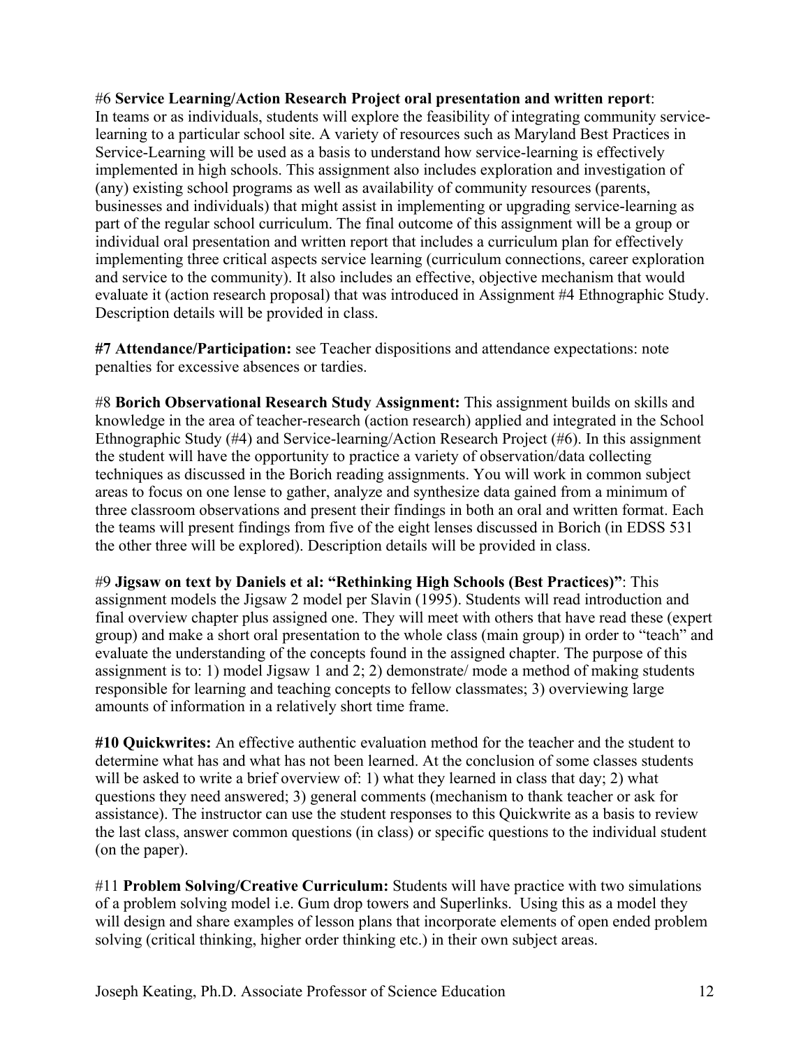#6 **Service Learning/Action Research Project oral presentation and written report**: In teams or as individuals, students will explore the feasibility of integrating community service-learning to a particular school site. A variety of resources such as Maryland Best Practices in Service-Learning will be used as a basis to understand how service-learning is effectively implemented in high schools. This assignment also includes exploration and investigation of (any) existing school programs as well as availability of community resources (parents, businesses and individuals) that might assist in implementing or upgrading service-learning as part of the regular school curriculum. The final outcome of this assignment will be a group or individual oral presentation and written report that includes a curriculum plan for effectively implementing three critical aspects service learning (curriculum connections, career exploration and service to the community). It also includes an effective, objective mechanism that would evaluate it (action research proposal) that was introduced in Assignment #4 Ethnographic Study. Description details will be provided in class.

**#7 Attendance/Participation:** see Teacher dispositions and attendance expectations: note penalties for excessive absences or tardies.

#8 **Borich Observational Research Study Assignment:** This assignment builds on skills and knowledge in the area of teacher-research (action research) applied and integrated in the School Ethnographic Study (#4) and Service-learning/Action Research Project (#6). In this assignment the student will have the opportunity to practice a variety of observation/data collecting techniques as discussed in the Borich reading assignments. You will work in common subject areas to focus on one lense to gather, analyze and synthesize data gained from a minimum of three classroom observations and present their findings in both an oral and written format. Each the teams will present findings from five of the eight lenses discussed in Borich (in EDSS 531 the other three will be explored). Description details will be provided in class.

#9 **Jigsaw on text by Daniels et al: "Rethinking High Schools (Best Practices)"**: This assignment models the Jigsaw 2 model per Slavin (1995). Students will read introduction and final overview chapter plus assigned one. They will meet with others that have read these (expert group) and make a short oral presentation to the whole class (main group) in order to "teach" and evaluate the understanding of the concepts found in the assigned chapter. The purpose of this assignment is to: 1) model Jigsaw 1 and 2; 2) demonstrate/ mode a method of making students responsible for learning and teaching concepts to fellow classmates; 3) overviewing large amounts of information in a relatively short time frame.

**#10 Quickwrites:** An effective authentic evaluation method for the teacher and the student to determine what has and what has not been learned. At the conclusion of some classes students will be asked to write a brief overview of: 1) what they learned in class that day; 2) what questions they need answered; 3) general comments (mechanism to thank teacher or ask for assistance). The instructor can use the student responses to this Quickwrite as a basis to review the last class, answer common questions (in class) or specific questions to the individual student (on the paper).

#11 **Problem Solving/Creative Curriculum:** Students will have practice with two simulations of a problem solving model i.e. Gum drop towers and Superlinks. Using this as a model they will design and share examples of lesson plans that incorporate elements of open ended problem solving (critical thinking, higher order thinking etc.) in their own subject areas.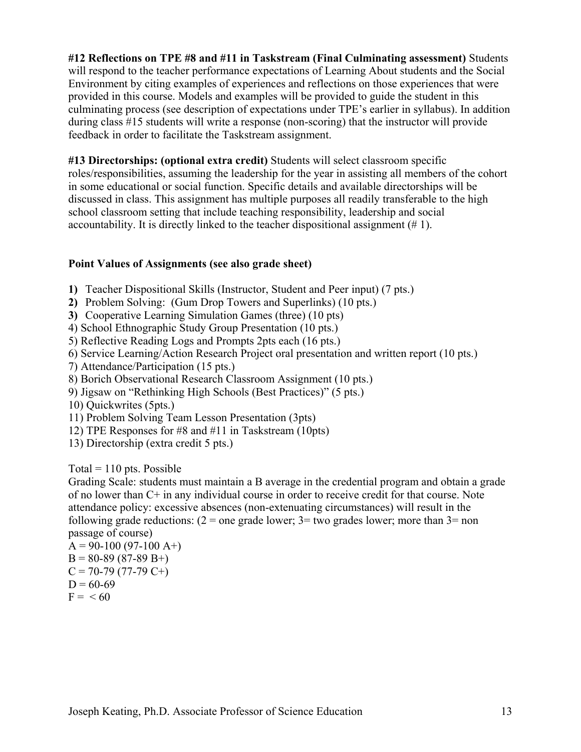**#12 Reflections on TPE #8 and #11 in Taskstream (Final Culminating assessment)** Students will respond to the teacher performance expectations of Learning About students and the Social Environment by citing examples of experiences and reflections on those experiences that were provided in this course. Models and examples will be provided to guide the student in this culminating process (see description of expectations under TPE's earlier in syllabus). In addition during class #15 students will write a response (non-scoring) that the instructor will provide feedback in order to facilitate the Taskstream assignment.

**#13 Directorships: (optional extra credit)** Students will select classroom specific roles/responsibilities, assuming the leadership for the year in assisting all members of the cohort in some educational or social function. Specific details and available directorships will be discussed in class. This assignment has multiple purposes all readily transferable to the high school classroom setting that include teaching responsibility, leadership and social accountability. It is directly linked to the teacher dispositional assignment (# 1).

**Point Values of Assignments (see also grade sheet)**

**1)** Teacher Dispositional Skills (Instructor, Student and Peer input) (7 pts.)
**2)** Problem Solving: (Gum Drop Towers and Superlinks) (10 pts.)
**3)** Cooperative Learning Simulation Games (three) (10 pts)
4) School Ethnographic Study Group Presentation (10 pts.)
5) Reflective Reading Logs and Prompts 2pts each (16 pts.)
6) Service Learning/Action Research Project oral presentation and written report (10 pts.)
7) Attendance/Participation (15 pts.)
8) Borich Observational Research Classroom Assignment (10 pts.)
9) Jigsaw on "Rethinking High Schools (Best Practices)" (5 pts.)
10) Quickwrites (5pts.)
11) Problem Solving Team Lesson Presentation (3pts)
12) TPE Responses for #8 and #11 in Taskstream (10pts)
13) Directorship (extra credit 5 pts.)

Total = 110 pts. Possible
Grading Scale: students must maintain a B average in the credential program and obtain a grade of no lower than C+ in any individual course in order to receive credit for that course. Note attendance policy: excessive absences (non-extenuating circumstances) will result in the following grade reductions: (2 = one grade lower; 3= two grades lower; more than 3= non passage of course)
A = 90-100 (97-100 A+)
B = 80-89 (87-89 B+)
C = 70-79 (77-79 C+)
D = 60-69
F = < 60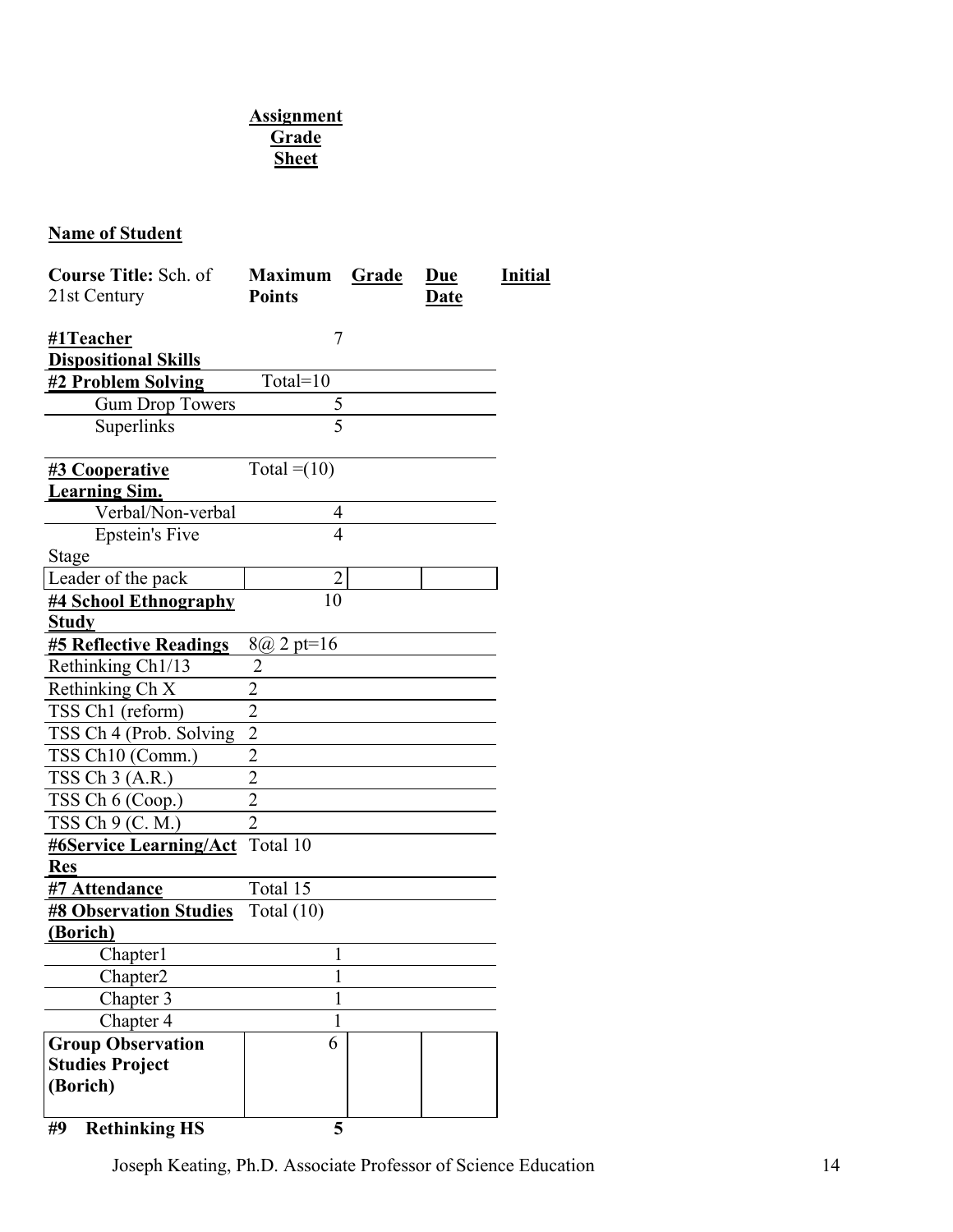**Assignment Grade Sheet**

**Name of Student**

| **Course Title:** Sch. of 21st Century | **Maximum Points** | **Grade** | **Due Date** | **Initial** |
|---|---|---|---|---|
| **#1Teacher Dispositional Skills** | 7 | | | |
| **#2 Problem Solving** | Total=10 | | | |
| Gum Drop Towers | 5 | | | |
| Superlinks | 5 | | | |
| **#3 Cooperative Learning Sim.** | Total =(10) | | | |
| Verbal/Non-verbal | 4 | | | |
| Epstein's Five Stage | 4 | | | |
| Leader of the pack | 2 | | | |
| **#4 School Ethnography Study** | 10 | | | |
| **#5 Reflective Readings** | 8@ 2 pt=16 | | | |
| Rethinking Ch1/13 | 2 | | | |
| Rethinking Ch X | 2 | | | |
| TSS Ch1 (reform) | 2 | | | |
| TSS Ch 4 (Prob. Solving | 2 | | | |
| TSS Ch10 (Comm.) | 2 | | | |
| TSS Ch 3 (A.R.) | 2 | | | |
| TSS Ch 6 (Coop.) | 2 | | | |
| TSS Ch 9 (C. M.) | 2 | | | |
| **#6Service Learning/Act Res** | Total 10 | | | |
| **#7 Attendance** | Total 15 | | | |
| **#8 Observation Studies (Borich)** | Total (10) | | | |
| Chapter1 | 1 | | | |
| Chapter2 | 1 | | | |
| Chapter 3 | 1 | | | |
| Chapter 4 | 1 | | | |
| **Group Observation Studies Project (Borich)** | 6 | | | |
| **#9 Rethinking HS** | **5** | | | |

Joseph Keating, Ph.D. Associate Professor of Science Education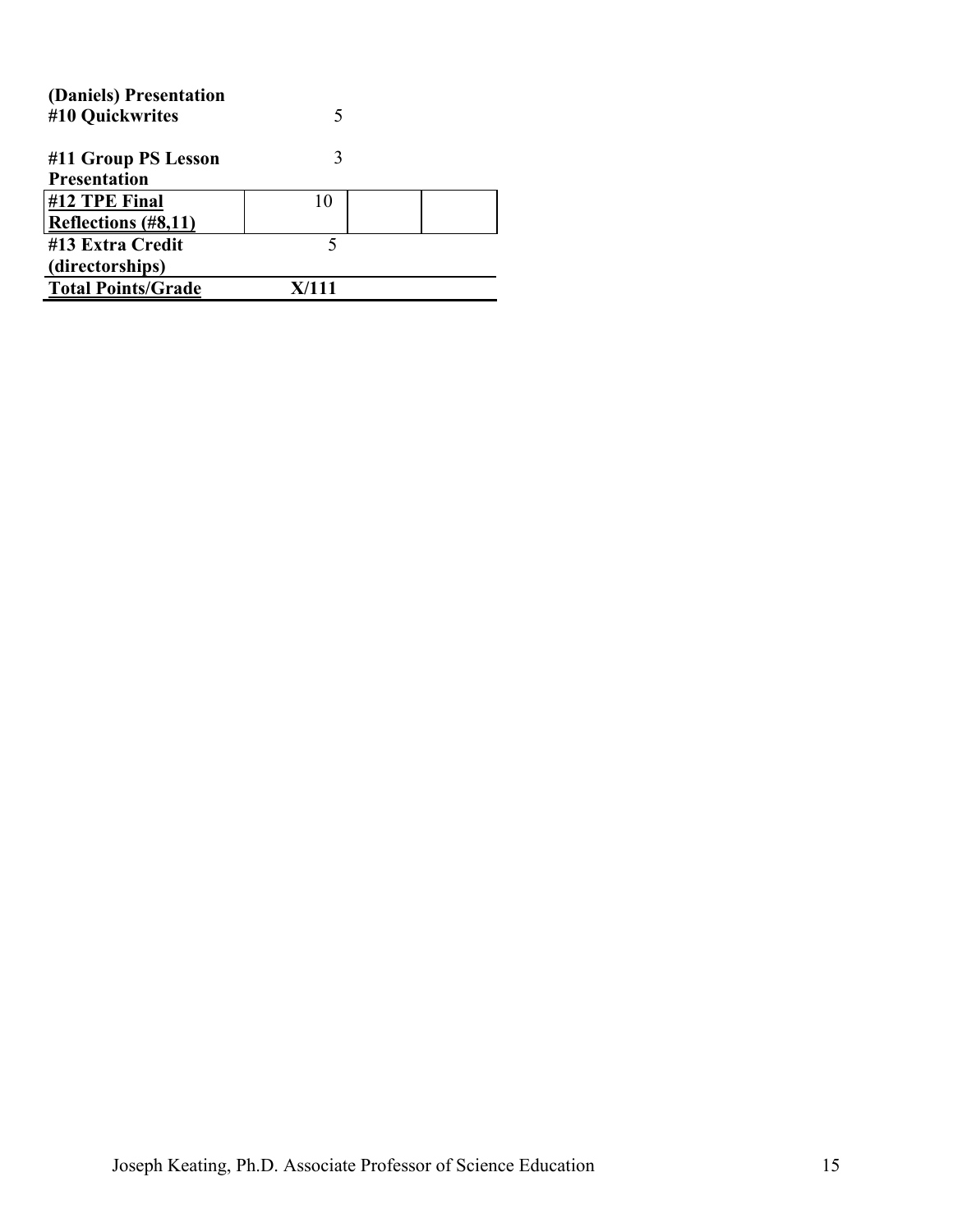| | | | |
|---|---|---|---|
| **(Daniels) Presentation** | | | |
| **#10 Quickwrites** | 5 | | |
| **#11 Group PS Lesson Presentation** | 3 | | |
| **#12 TPE Final Reflections (#8,11)** | 10 | | |
| **#13 Extra Credit (directorships)** | 5 | | |
| **Total Points/Grade** | **X/111** | | |

Joseph Keating, Ph.D. Associate Professor of Science Education